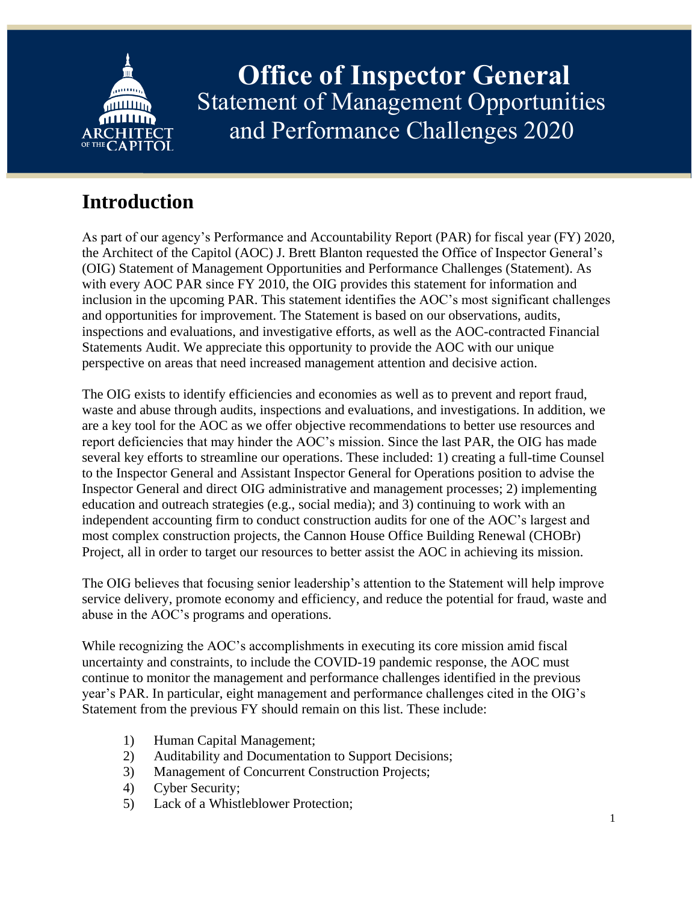# Office of Inspector General

## Statement of Management Opportunities and Performance Challenges 2020

## Introduction

As part of our agency's Performance and Accountability Report (PAR) for fiscal year (FY) 2020, the Architect of the Capitol (AOC) J. Brett Blanton requested the Office of Inspector General's (OIG) Statement of Management Opportunities and Performance Challenges (Statement). As with every AOC PAR since FY 2010, the OIG provides this statement for information and inclusion in the upcoming PAR. This statement identifies the AOC's most significant challenges and opportunities for improvement. The Statement is based on our observations, audits, inspections and evaluations, and investigative efforts, as well as the AOC-contracted Financial Statements Audit. We appreciate this opportunity to provide the AOC with our unique perspective on areas that need increased management attention and decisive action.

The OIG exists to identify efficiencies and economies as well as to prevent and report fraud, waste and abuse through audits, inspections and evaluations, and investigations. In addition, we are a key tool for the AOC as we offer objective recommendations to better use resources and report deficiencies that may hinder the AOC's mission. Since the last PAR, the OIG has made several key efforts to streamline our operations. These included: 1) creating a full-time Counsel to the Inspector General and Assistant Inspector General for Operations position to advise the Inspector General and direct OIG administrative and management processes; 2) implementing education and outreach strategies (e.g., social media); and 3) continuing to work with an independent accounting firm to conduct construction audits for one of the AOC's largest and most complex construction projects, the Cannon House Office Building Renewal (CHOBr) Project, all in order to target our resources to better assist the AOC in achieving its mission.

The OIG believes that focusing senior leadership's attention to the Statement will help improve service delivery, promote economy and efficiency, and reduce the potential for fraud, waste and abuse in the AOC's programs and operations.

While recognizing the AOC's accomplishments in executing its core mission amid fiscal uncertainty and constraints, to include the COVID-19 pandemic response, the AOC must continue to monitor the management and performance challenges identified in the previous year's PAR. In particular, eight management and performance challenges cited in the OIG's Statement from the previous FY should remain on this list. These include:

1) Human Capital Management;
2) Auditability and Documentation to Support Decisions;
3) Management of Concurrent Construction Projects;
4) Cyber Security;
5) Lack of a Whistleblower Protection;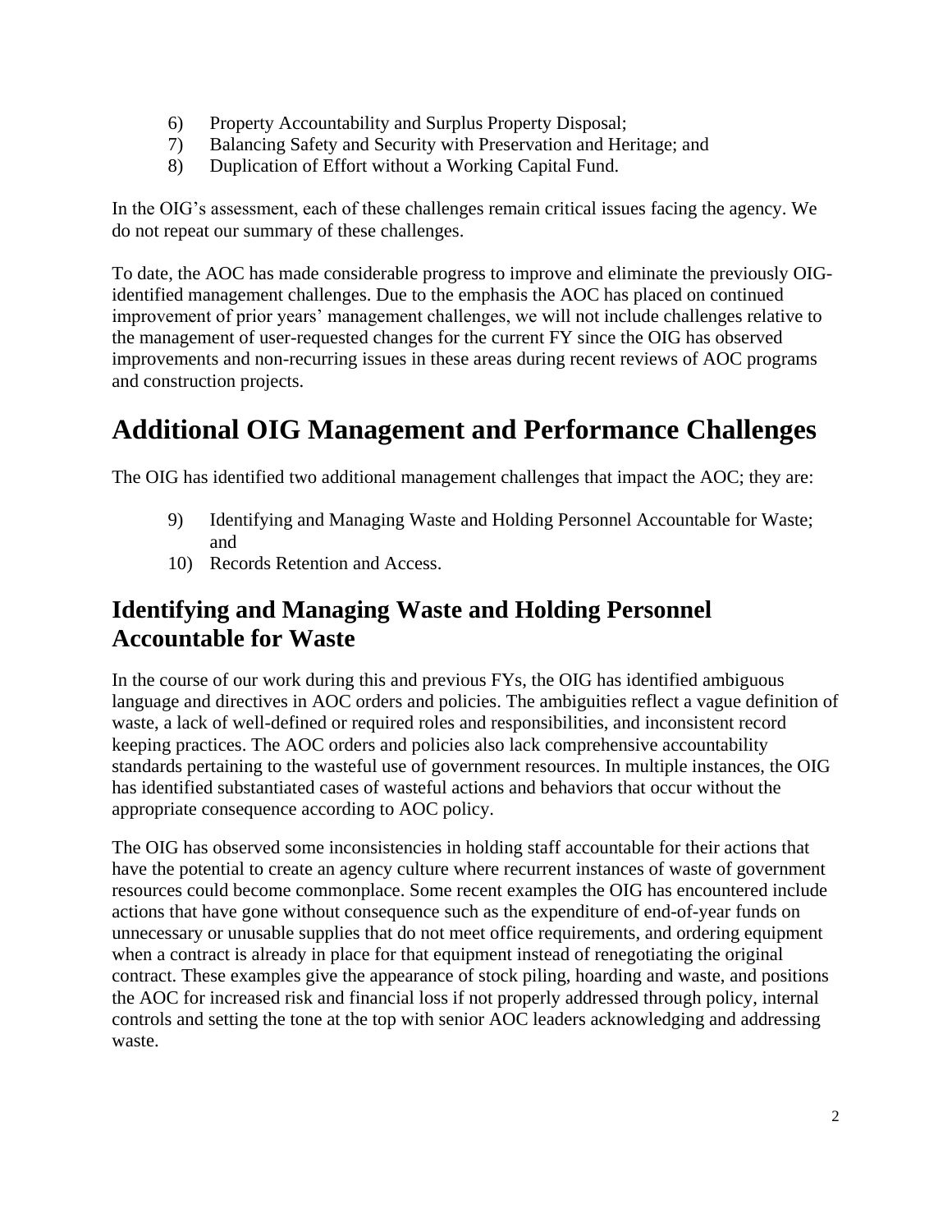6) Property Accountability and Surplus Property Disposal;
7) Balancing Safety and Security with Preservation and Heritage; and
8) Duplication of Effort without a Working Capital Fund.

In the OIG's assessment, each of these challenges remain critical issues facing the agency. We do not repeat our summary of these challenges.

To date, the AOC has made considerable progress to improve and eliminate the previously OIG-identified management challenges. Due to the emphasis the AOC has placed on continued improvement of prior years' management challenges, we will not include challenges relative to the management of user-requested changes for the current FY since the OIG has observed improvements and non-recurring issues in these areas during recent reviews of AOC programs and construction projects.

# Additional OIG Management and Performance Challenges

The OIG has identified two additional management challenges that impact the AOC; they are:

9) Identifying and Managing Waste and Holding Personnel Accountable for Waste; and
10) Records Retention and Access.

## Identifying and Managing Waste and Holding Personnel Accountable for Waste

In the course of our work during this and previous FYs, the OIG has identified ambiguous language and directives in AOC orders and policies. The ambiguities reflect a vague definition of waste, a lack of well-defined or required roles and responsibilities, and inconsistent record keeping practices. The AOC orders and policies also lack comprehensive accountability standards pertaining to the wasteful use of government resources. In multiple instances, the OIG has identified substantiated cases of wasteful actions and behaviors that occur without the appropriate consequence according to AOC policy.

The OIG has observed some inconsistencies in holding staff accountable for their actions that have the potential to create an agency culture where recurrent instances of waste of government resources could become commonplace. Some recent examples the OIG has encountered include actions that have gone without consequence such as the expenditure of end-of-year funds on unnecessary or unusable supplies that do not meet office requirements, and ordering equipment when a contract is already in place for that equipment instead of renegotiating the original contract. These examples give the appearance of stock piling, hoarding and waste, and positions the AOC for increased risk and financial loss if not properly addressed through policy, internal controls and setting the tone at the top with senior AOC leaders acknowledging and addressing waste.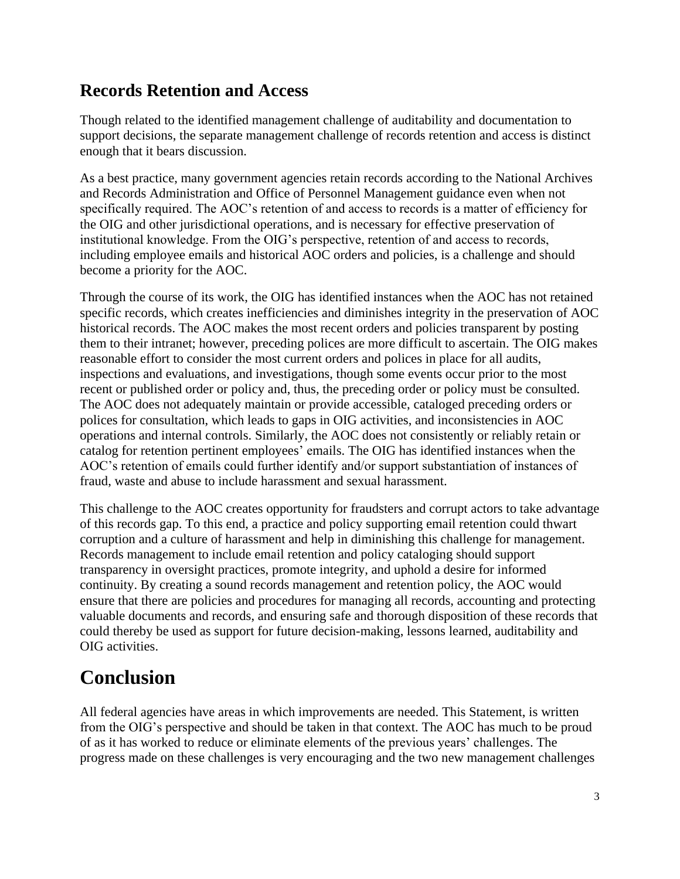## Records Retention and Access

Though related to the identified management challenge of auditability and documentation to support decisions, the separate management challenge of records retention and access is distinct enough that it bears discussion.

As a best practice, many government agencies retain records according to the National Archives and Records Administration and Office of Personnel Management guidance even when not specifically required. The AOC's retention of and access to records is a matter of efficiency for the OIG and other jurisdictional operations, and is necessary for effective preservation of institutional knowledge. From the OIG's perspective, retention of and access to records, including employee emails and historical AOC orders and policies, is a challenge and should become a priority for the AOC.

Through the course of its work, the OIG has identified instances when the AOC has not retained specific records, which creates inefficiencies and diminishes integrity in the preservation of AOC historical records. The AOC makes the most recent orders and policies transparent by posting them to their intranet; however, preceding polices are more difficult to ascertain. The OIG makes reasonable effort to consider the most current orders and polices in place for all audits, inspections and evaluations, and investigations, though some events occur prior to the most recent or published order or policy and, thus, the preceding order or policy must be consulted. The AOC does not adequately maintain or provide accessible, cataloged preceding orders or polices for consultation, which leads to gaps in OIG activities, and inconsistencies in AOC operations and internal controls. Similarly, the AOC does not consistently or reliably retain or catalog for retention pertinent employees' emails. The OIG has identified instances when the AOC's retention of emails could further identify and/or support substantiation of instances of fraud, waste and abuse to include harassment and sexual harassment.

This challenge to the AOC creates opportunity for fraudsters and corrupt actors to take advantage of this records gap. To this end, a practice and policy supporting email retention could thwart corruption and a culture of harassment and help in diminishing this challenge for management. Records management to include email retention and policy cataloging should support transparency in oversight practices, promote integrity, and uphold a desire for informed continuity. By creating a sound records management and retention policy, the AOC would ensure that there are policies and procedures for managing all records, accounting and protecting valuable documents and records, and ensuring safe and thorough disposition of these records that could thereby be used as support for future decision-making, lessons learned, auditability and OIG activities.

# Conclusion

All federal agencies have areas in which improvements are needed. This Statement, is written from the OIG's perspective and should be taken in that context. The AOC has much to be proud of as it has worked to reduce or eliminate elements of the previous years' challenges. The progress made on these challenges is very encouraging and the two new management challenges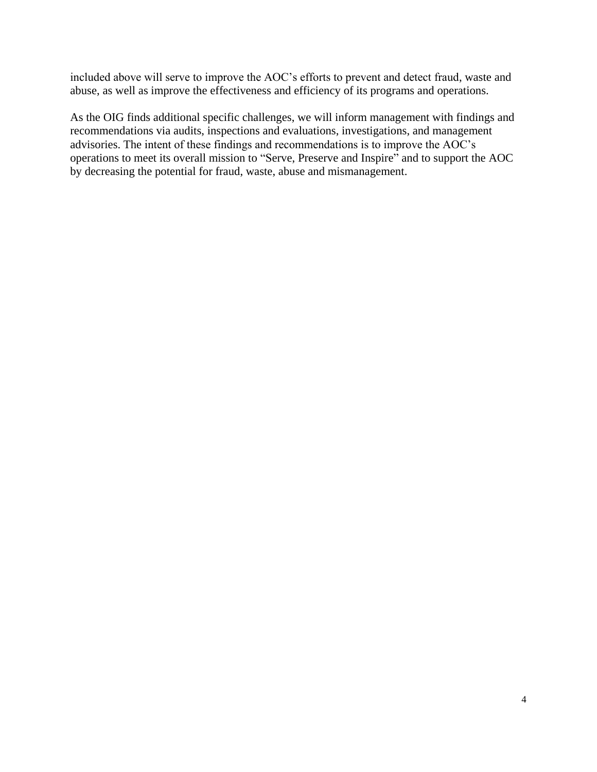included above will serve to improve the AOC's efforts to prevent and detect fraud, waste and abuse, as well as improve the effectiveness and efficiency of its programs and operations.

As the OIG finds additional specific challenges, we will inform management with findings and recommendations via audits, inspections and evaluations, investigations, and management advisories. The intent of these findings and recommendations is to improve the AOC's operations to meet its overall mission to "Serve, Preserve and Inspire" and to support the AOC by decreasing the potential for fraud, waste, abuse and mismanagement.